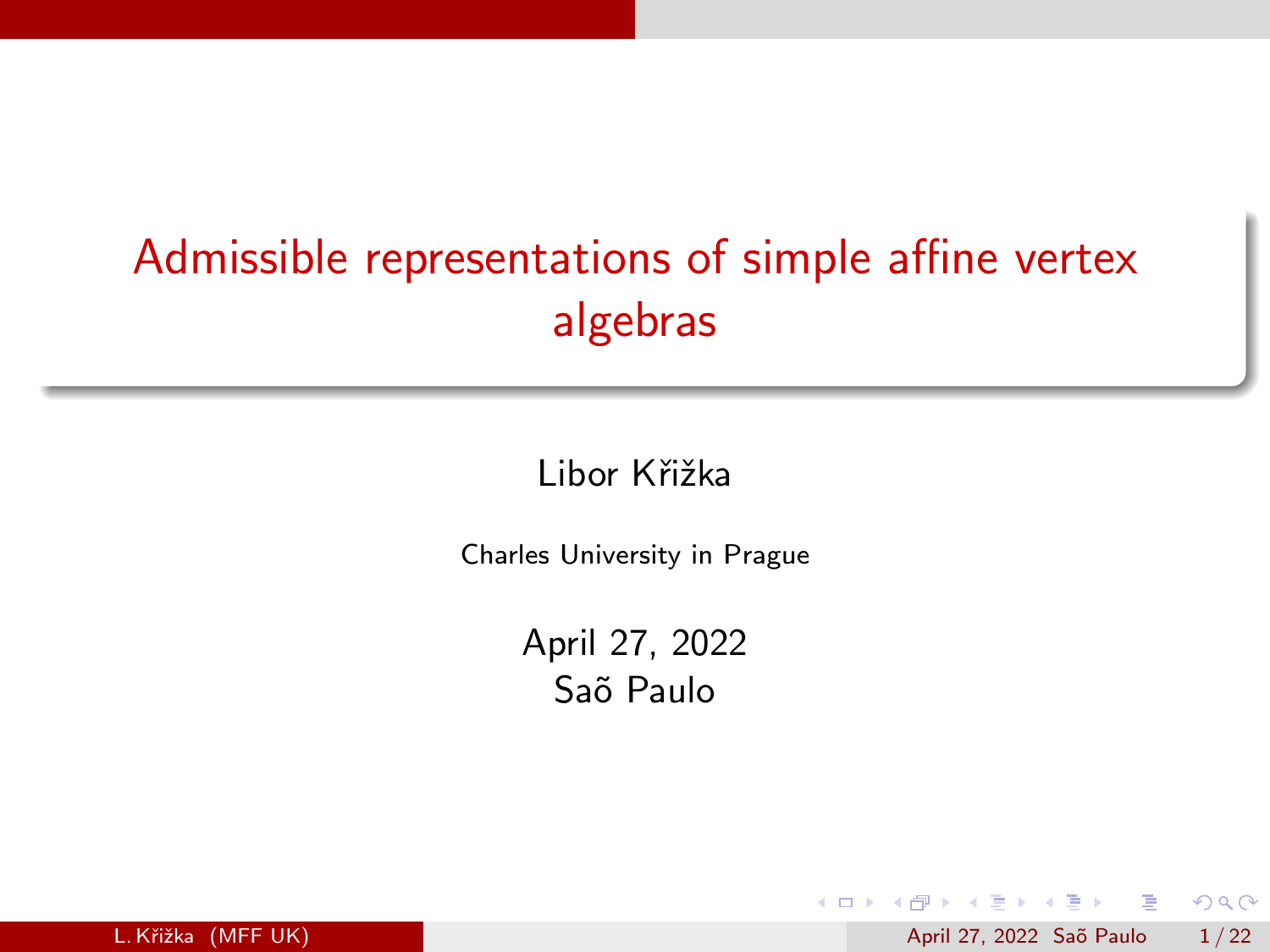# Admissible representations of simple affine vertex algebras

Libor Křižka

Charles University in Prague

April 27, 2022

Saõ Paulo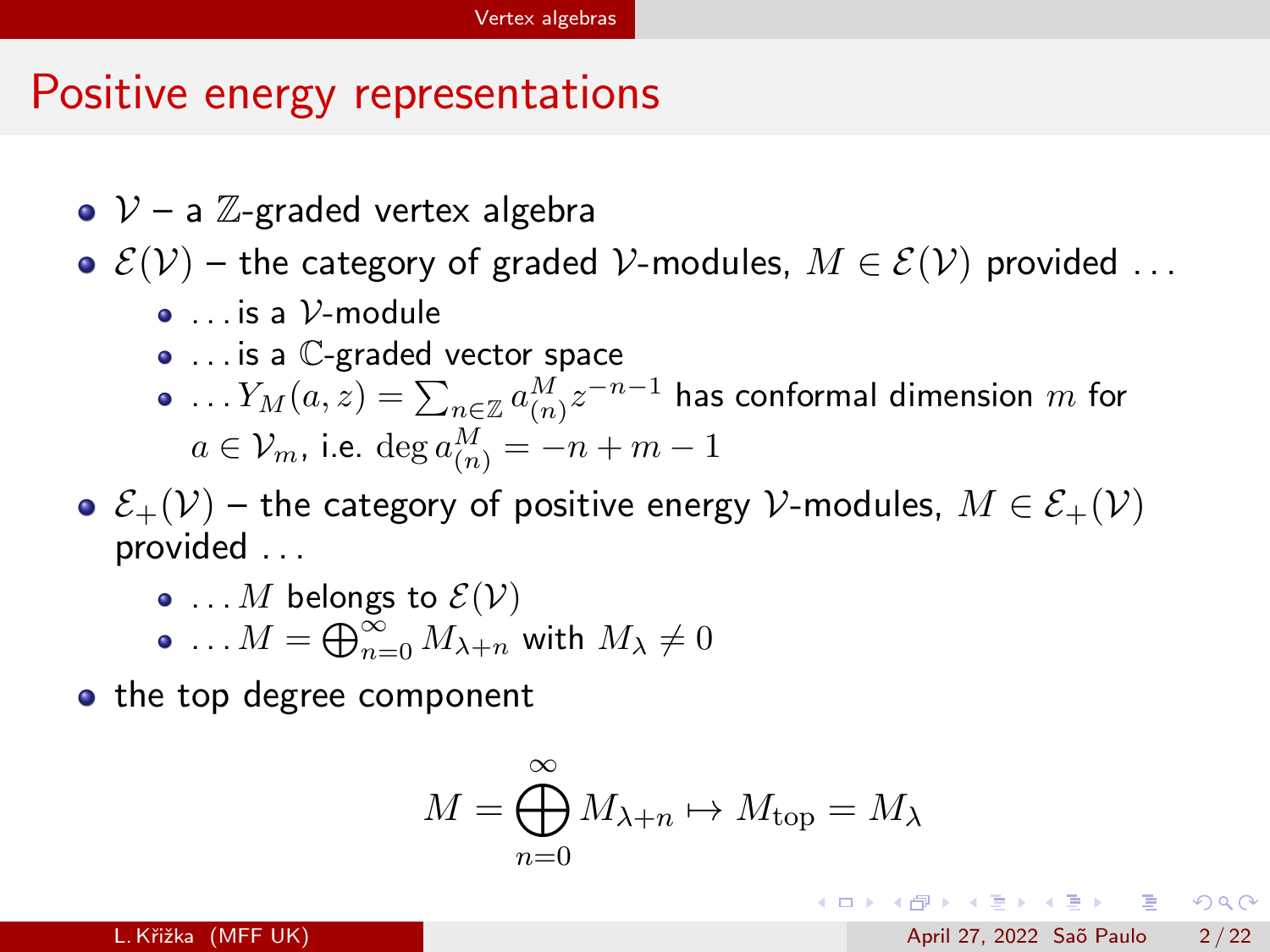## Positive energy representations

- $\mathcal{V}$ – a $\mathbb{Z}$-graded vertex algebra
- $\mathcal{E}(\mathcal{V})$ – the category of graded $\mathcal{V}$-modules, $M \in \mathcal{E}(\mathcal{V})$ provided ...
  - ... is a $\mathcal{V}$-module
  - ... is a $\mathbb{C}$-graded vector space
  - ... $Y_M(a, z) = \sum_{n \in \mathbb{Z}} a^M_{(n)} z^{-n-1}$ has conformal dimension $m$ for $a \in \mathcal{V}_m$, i.e. $\deg a^M_{(n)} = -n + m - 1$
- $\mathcal{E}_+(\mathcal{V})$ – the category of positive energy $\mathcal{V}$-modules, $M \in \mathcal{E}_+(\mathcal{V})$ provided ...
  - ... $M$ belongs to $\mathcal{E}(\mathcal{V})$
  - ... $M = \bigoplus_{n=0}^{\infty} M_{\lambda+n}$ with $M_\lambda \neq 0$
- the top degree component

$$M = \bigoplus_{n=0}^{\infty} M_{\lambda+n} \mapsto M_{\text{top}} = M_\lambda$$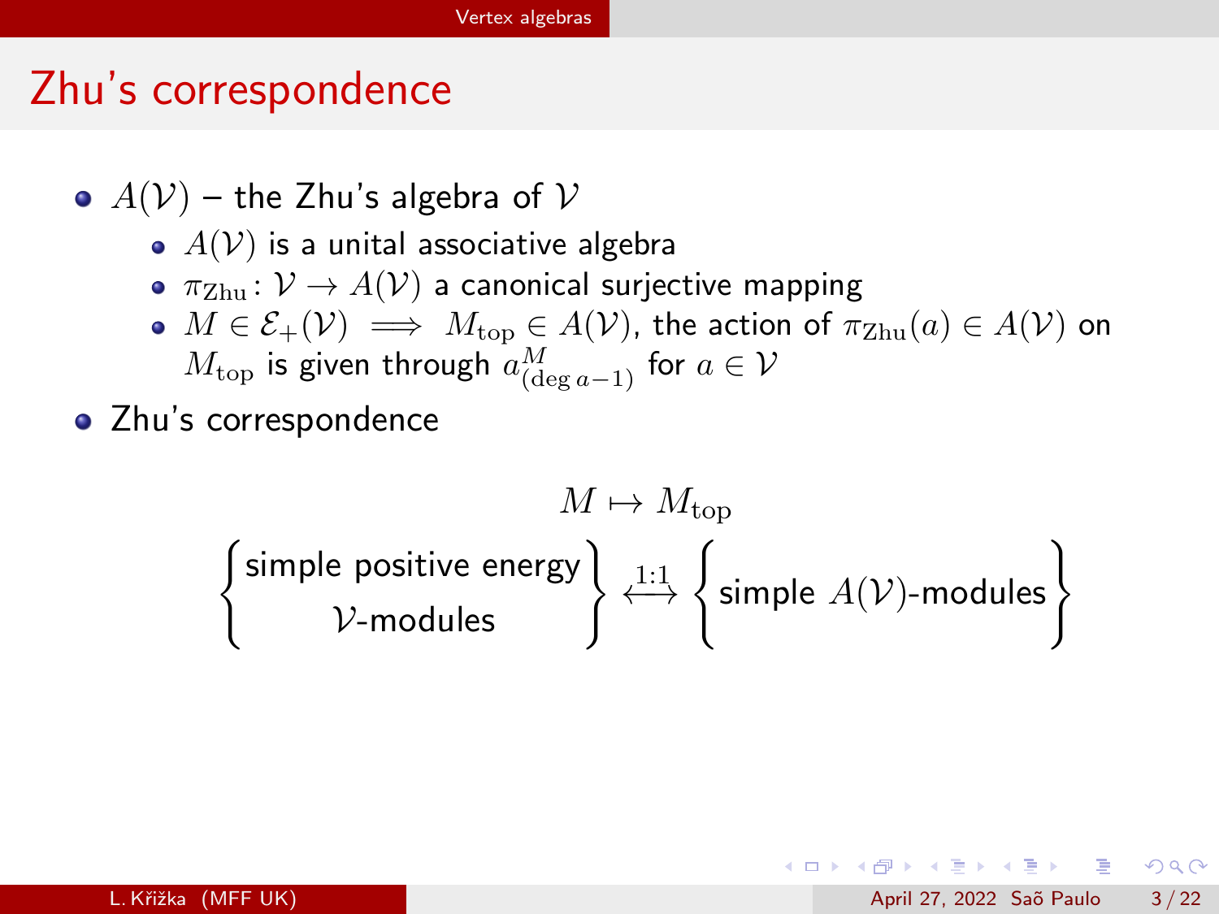## Zhu's correspondence

- $A(\mathcal{V})$ – the Zhu's algebra of $\mathcal{V}$
  - $A(\mathcal{V})$ is a unital associative algebra
  - $\pi_{\mathrm{Zhu}} \colon \mathcal{V} \to A(\mathcal{V})$ a canonical surjective mapping
  - $M \in \mathcal{E}_+(\mathcal{V}) \implies M_{\mathrm{top}} \in A(\mathcal{V})$, the action of $\pi_{\mathrm{Zhu}}(a) \in A(\mathcal{V})$ on $M_{\mathrm{top}}$ is given through $a^M_{(\deg a - 1)}$ for $a \in \mathcal{V}$
- Zhu's correspondence

$$M \mapsto M_{\mathrm{top}}$$

$$\left\{ \begin{matrix} \text{simple positive energy} \\ \mathcal{V}\text{-modules} \end{matrix} \right\} \xleftrightarrow{1:1} \left\{ \text{simple } A(\mathcal{V})\text{-modules} \right\}$$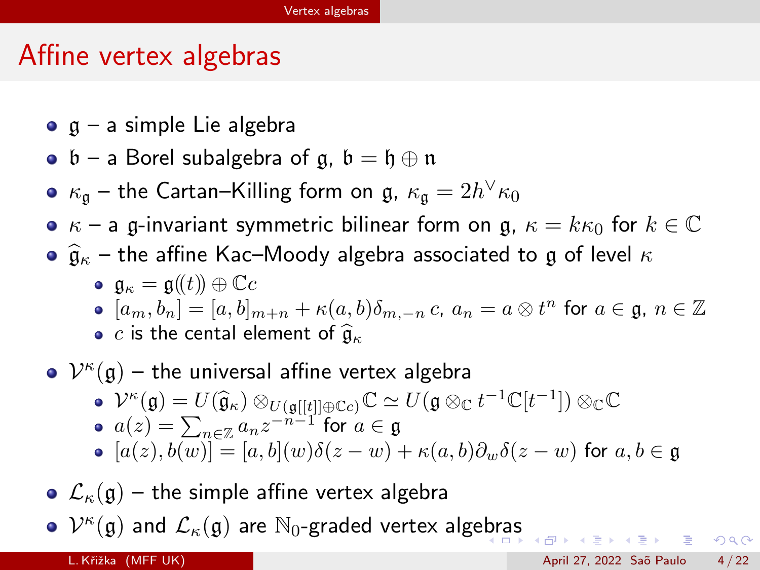# Affine vertex algebras

- $\mathfrak{g}$ – a simple Lie algebra
- $\mathfrak{b}$ – a Borel subalgebra of $\mathfrak{g}$, $\mathfrak{b} = \mathfrak{h} \oplus \mathfrak{n}$
- $\kappa_{\mathfrak{g}}$ – the Cartan–Killing form on $\mathfrak{g}$, $\kappa_{\mathfrak{g}} = 2h^\vee \kappa_0$
- $\kappa$ – a $\mathfrak{g}$-invariant symmetric bilinear form on $\mathfrak{g}$, $\kappa = k\kappa_0$ for $k \in \mathbb{C}$
- $\widehat{\mathfrak{g}}_\kappa$ – the affine Kac–Moody algebra associated to $\mathfrak{g}$ of level $\kappa$
  - $\mathfrak{g}_\kappa = \mathfrak{g}((t)) \oplus \mathbb{C}c$
  - $[a_m, b_n] = [a,b]_{m+n} + \kappa(a,b)\delta_{m,-n}\, c$, $a_n = a \otimes t^n$ for $a \in \mathfrak{g}$, $n \in \mathbb{Z}$
  - $c$ is the cental element of $\widehat{\mathfrak{g}}_\kappa$
- $\mathcal{V}^\kappa(\mathfrak{g})$ – the universal affine vertex algebra
  - $\mathcal{V}^\kappa(\mathfrak{g}) = U(\widehat{\mathfrak{g}}_\kappa) \otimes_{U(\mathfrak{g}[[t]] \oplus \mathbb{C}c)} \mathbb{C} \simeq U(\mathfrak{g} \otimes_{\mathbb{C}} t^{-1}\mathbb{C}[t^{-1}]) \otimes_{\mathbb{C}} \mathbb{C}$
  - $a(z) = \sum_{n \in \mathbb{Z}} a_n z^{-n-1}$ for $a \in \mathfrak{g}$
  - $[a(z), b(w)] = [a,b](w)\delta(z-w) + \kappa(a,b)\partial_w \delta(z-w)$ for $a, b \in \mathfrak{g}$
- $\mathcal{L}_\kappa(\mathfrak{g})$ – the simple affine vertex algebra
- $\mathcal{V}^\kappa(\mathfrak{g})$ and $\mathcal{L}_\kappa(\mathfrak{g})$ are $\mathbb{N}_0$-graded vertex algebras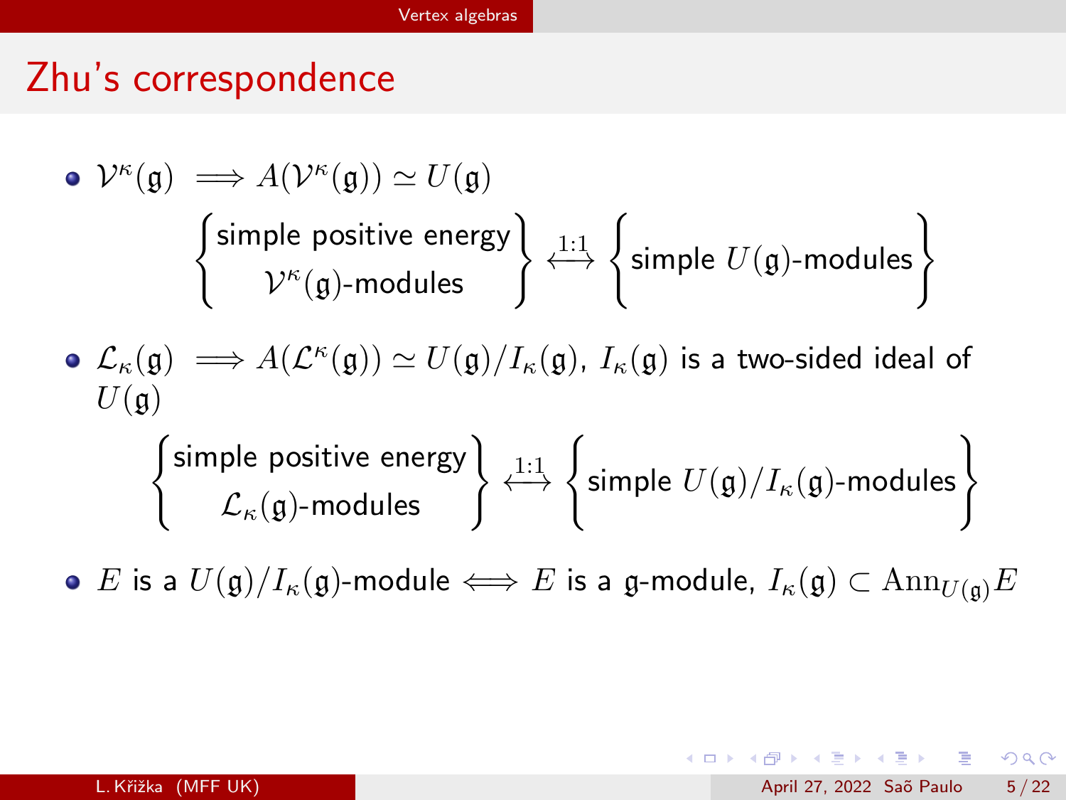# Zhu's correspondence

- $\mathcal{V}^\kappa(\mathfrak{g}) \implies A(\mathcal{V}^\kappa(\mathfrak{g})) \simeq U(\mathfrak{g})$

$$\left\{\begin{matrix}\text{simple positive energy} \\ \mathcal{V}^\kappa(\mathfrak{g})\text{-modules}\end{matrix}\right\} \xleftrightarrow{1:1} \left\{\text{simple } U(\mathfrak{g})\text{-modules}\right\}$$

- $\mathcal{L}_\kappa(\mathfrak{g}) \implies A(\mathcal{L}^\kappa(\mathfrak{g})) \simeq U(\mathfrak{g})/I_\kappa(\mathfrak{g})$, $I_\kappa(\mathfrak{g})$ is a two-sided ideal of $U(\mathfrak{g})$

$$\left\{\begin{matrix}\text{simple positive energy} \\ \mathcal{L}_\kappa(\mathfrak{g})\text{-modules}\end{matrix}\right\} \xleftrightarrow{1:1} \left\{\text{simple } U(\mathfrak{g})/I_\kappa(\mathfrak{g})\text{-modules}\right\}$$

- $E$ is a $U(\mathfrak{g})/I_\kappa(\mathfrak{g})$-module $\iff$ $E$ is a $\mathfrak{g}$-module, $I_\kappa(\mathfrak{g}) \subset \mathrm{Ann}_{U(\mathfrak{g})} E$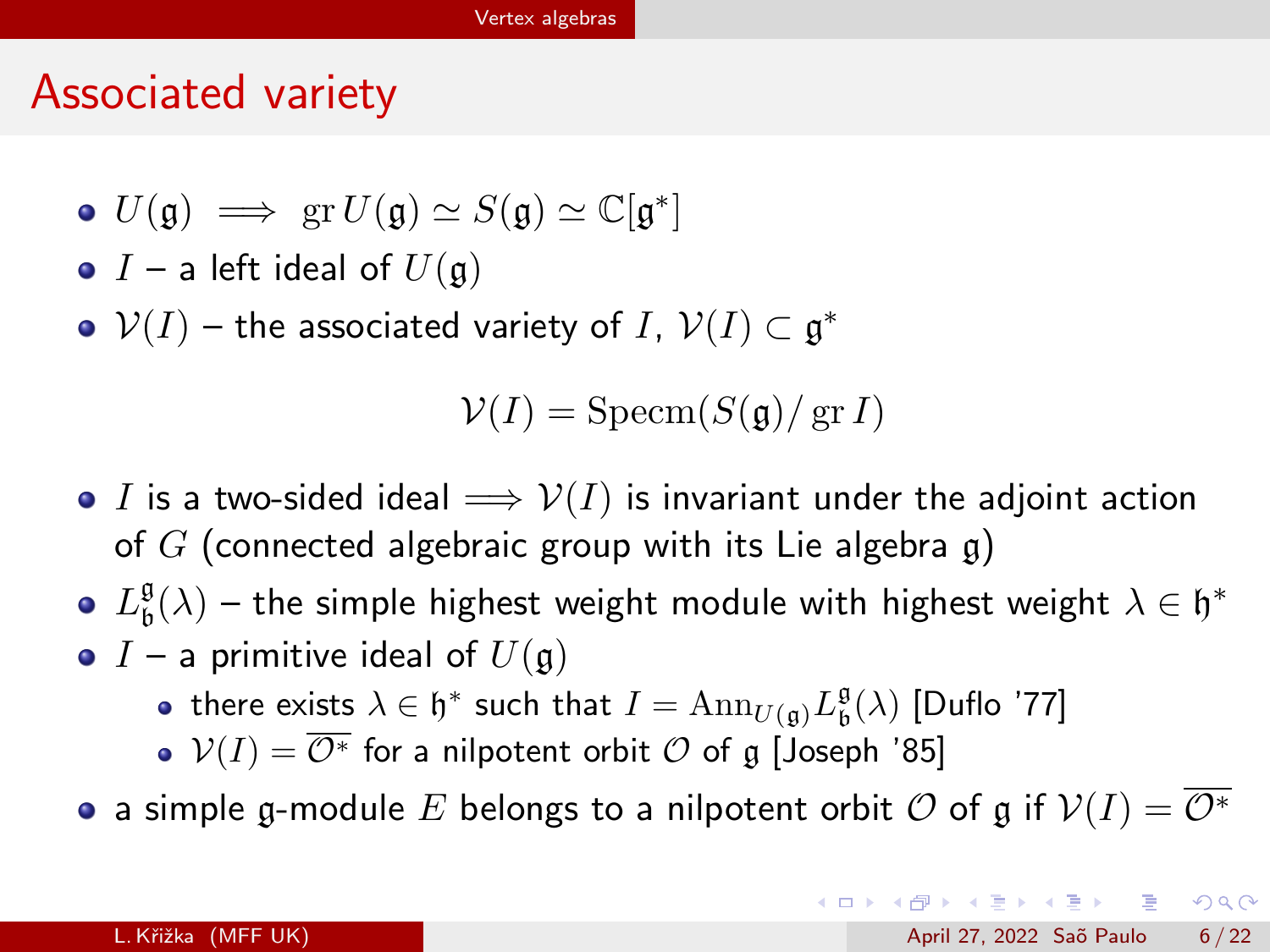## Associated variety

- $U(\mathfrak{g}) \implies \operatorname{gr} U(\mathfrak{g}) \simeq S(\mathfrak{g}) \simeq \mathbb{C}[\mathfrak{g}^*]$
- $I$ – a left ideal of $U(\mathfrak{g})$
- $\mathcal{V}(I)$ – the associated variety of $I$, $\mathcal{V}(I) \subset \mathfrak{g}^*$

$$\mathcal{V}(I) = \operatorname{Specm}(S(\mathfrak{g})/\operatorname{gr} I)$$

- $I$ is a two-sided ideal $\implies \mathcal{V}(I)$ is invariant under the adjoint action of $G$ (connected algebraic group with its Lie algebra $\mathfrak{g}$)
- $L^{\mathfrak{g}}_{\mathfrak{b}}(\lambda)$ – the simple highest weight module with highest weight $\lambda \in \mathfrak{h}^*$
- $I$ – a primitive ideal of $U(\mathfrak{g})$
  - there exists $\lambda \in \mathfrak{h}^*$ such that $I = \operatorname{Ann}_{U(\mathfrak{g})} L^{\mathfrak{g}}_{\mathfrak{b}}(\lambda)$ [Duflo '77]
  - $\mathcal{V}(I) = \overline{\mathcal{O}^*}$ for a nilpotent orbit $\mathcal{O}$ of $\mathfrak{g}$ [Joseph '85]
- a simple $\mathfrak{g}$-module $E$ belongs to a nilpotent orbit $\mathcal{O}$ of $\mathfrak{g}$ if $\mathcal{V}(I) = \overline{\mathcal{O}^*}$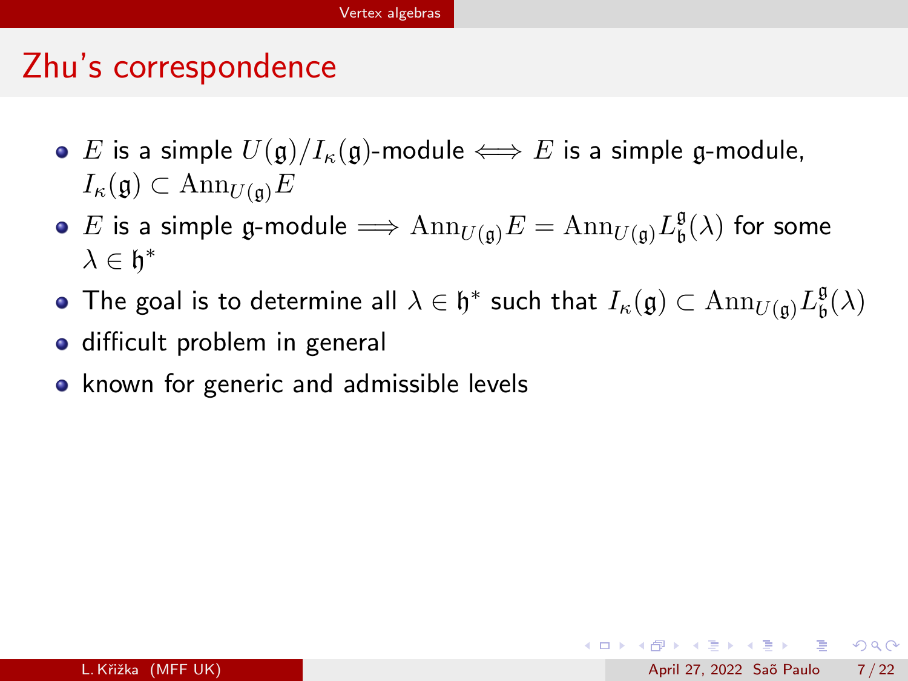# Zhu's correspondence

- $E$ is a simple $U(\mathfrak{g})/I_\kappa(\mathfrak{g})$-module $\iff$ $E$ is a simple $\mathfrak{g}$-module, $I_\kappa(\mathfrak{g}) \subset \mathrm{Ann}_{U(\mathfrak{g})} E$
- $E$ is a simple $\mathfrak{g}$-module $\implies$ $\mathrm{Ann}_{U(\mathfrak{g})} E = \mathrm{Ann}_{U(\mathfrak{g})} L^{\mathfrak{g}}_{\mathfrak{b}}(\lambda)$ for some $\lambda \in \mathfrak{h}^*$
- The goal is to determine all $\lambda \in \mathfrak{h}^*$ such that $I_\kappa(\mathfrak{g}) \subset \mathrm{Ann}_{U(\mathfrak{g})} L^{\mathfrak{g}}_{\mathfrak{b}}(\lambda)$
- difficult problem in general
- known for generic and admissible levels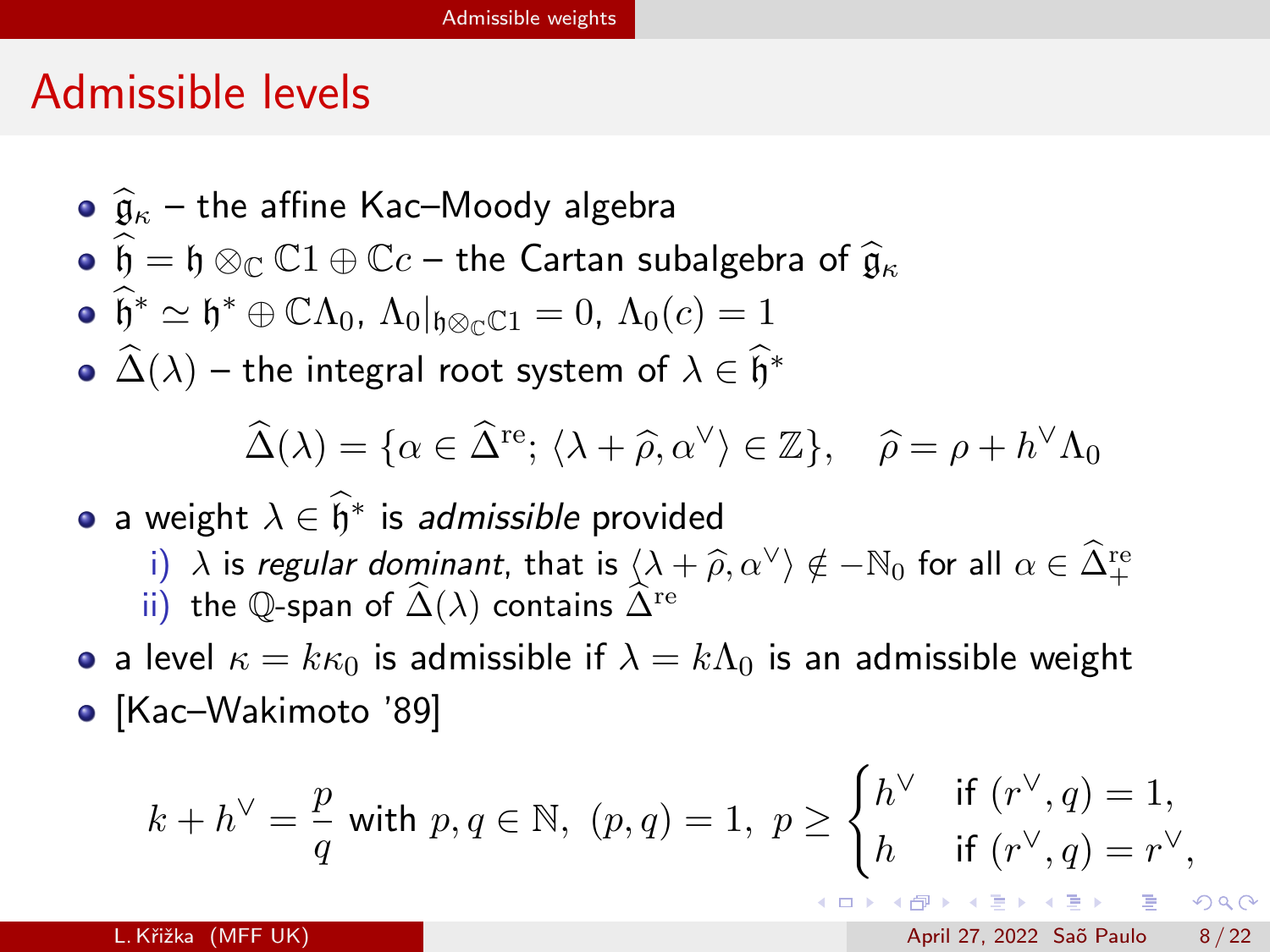# Admissible levels

- $\widehat{\mathfrak{g}}_\kappa$ – the affine Kac–Moody algebra
- $\widehat{\mathfrak{h}} = \mathfrak{h} \otimes_{\mathbb{C}} \mathbb{C}1 \oplus \mathbb{C}c$ – the Cartan subalgebra of $\widehat{\mathfrak{g}}_\kappa$
- $\widehat{\mathfrak{h}}^* \simeq \mathfrak{h}^* \oplus \mathbb{C}\Lambda_0$, $\Lambda_0|_{\mathfrak{h}\otimes_{\mathbb{C}}\mathbb{C}1} = 0$, $\Lambda_0(c) = 1$
- $\widehat{\Delta}(\lambda)$ – the integral root system of $\lambda \in \widehat{\mathfrak{h}}^*$

$$\widehat{\Delta}(\lambda) = \{\alpha \in \widehat{\Delta}^{\mathrm{re}};\ \langle \lambda + \widehat{\rho}, \alpha^\vee \rangle \in \mathbb{Z}\}, \quad \widehat{\rho} = \rho + h^\vee \Lambda_0$$

- a weight $\lambda \in \widehat{\mathfrak{h}}^*$ is *admissible* provided
  1. $\lambda$ is *regular dominant*, that is $\langle \lambda + \widehat{\rho}, \alpha^\vee \rangle \notin -\mathbb{N}_0$ for all $\alpha \in \widehat{\Delta}^{\mathrm{re}}_+$
  2. the $\mathbb{Q}$-span of $\widehat{\Delta}(\lambda)$ contains $\widehat{\Delta}^{\mathrm{re}}$
- a level $\kappa = k\kappa_0$ is admissible if $\lambda = k\Lambda_0$ is an admissible weight
- [Kac–Wakimoto '89]

$$k + h^\vee = \frac{p}{q} \text{ with } p, q \in \mathbb{N},\ (p,q) = 1,\ p \geq \begin{cases} h^\vee & \text{if } (r^\vee, q) = 1, \\ h & \text{if } (r^\vee, q) = r^\vee, \end{cases}$$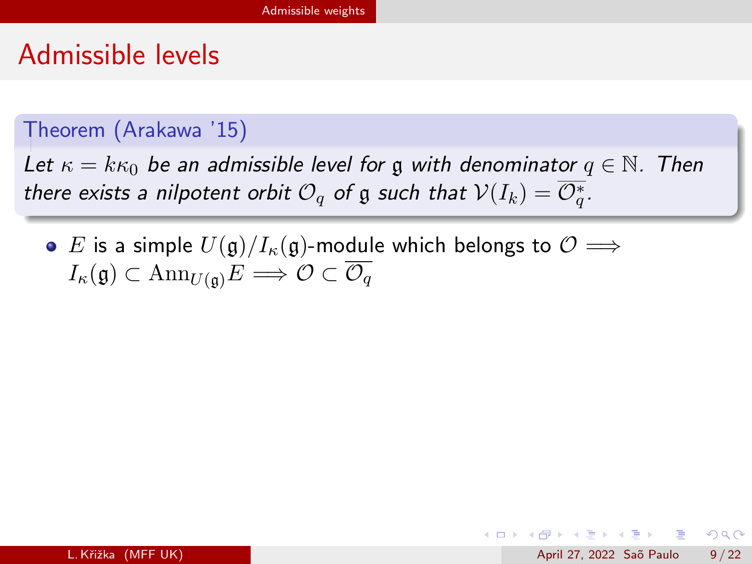# Admissible levels

**Theorem (Arakawa '15)**

*Let $\kappa = k\kappa_0$ be an admissible level for $\mathfrak{g}$ with denominator $q \in \mathbb{N}$. Then there exists a nilpotent orbit $\mathcal{O}_q$ of $\mathfrak{g}$ such that $\mathcal{V}(I_k) = \overline{\mathcal{O}_q^*}$.*

- $E$ is a simple $U(\mathfrak{g})/I_\kappa(\mathfrak{g})$-module which belongs to $\mathcal{O} \implies I_\kappa(\mathfrak{g}) \subset \operatorname{Ann}_{U(\mathfrak{g})} E \implies \mathcal{O} \subset \overline{\mathcal{O}_q}$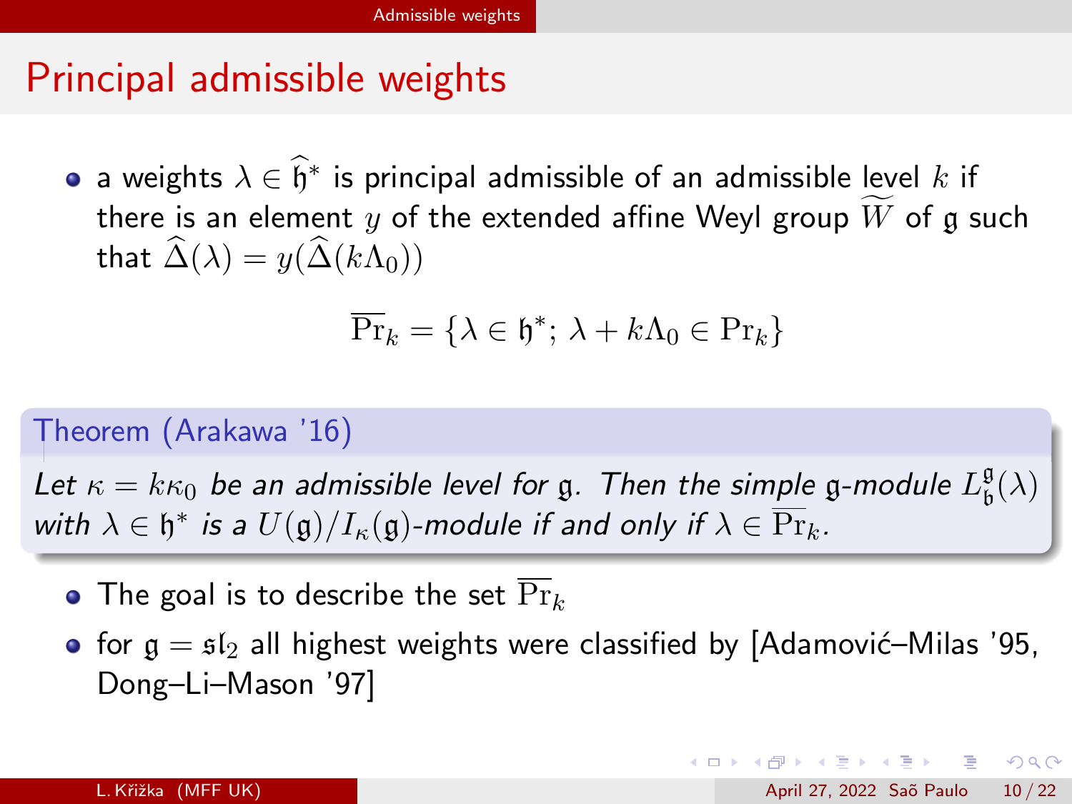# Principal admissible weights

- a weights $\lambda \in \widehat{\mathfrak{h}}^*$ is principal admissible of an admissible level $k$ if there is an element $y$ of the extended affine Weyl group $\widetilde{W}$ of $\mathfrak{g}$ such that $\widehat{\Delta}(\lambda) = y(\widehat{\Delta}(k\Lambda_0))$

$$\overline{\mathrm{Pr}}_k = \{\lambda \in \mathfrak{h}^*;\ \lambda + k\Lambda_0 \in \mathrm{Pr}_k\}$$

**Theorem (Arakawa '16)**

*Let $\kappa = k\kappa_0$ be an admissible level for $\mathfrak{g}$. Then the simple $\mathfrak{g}$-module $L^{\mathfrak{g}}_{\mathfrak{b}}(\lambda)$ with $\lambda \in \mathfrak{h}^*$ is a $U(\mathfrak{g})/I_\kappa(\mathfrak{g})$-module if and only if $\lambda \in \overline{\mathrm{Pr}}_k$.*

- The goal is to describe the set $\overline{\mathrm{Pr}}_k$
- for $\mathfrak{g} = \mathfrak{sl}_2$ all highest weights were classified by [Adamović–Milas '95, Dong–Li–Mason '97]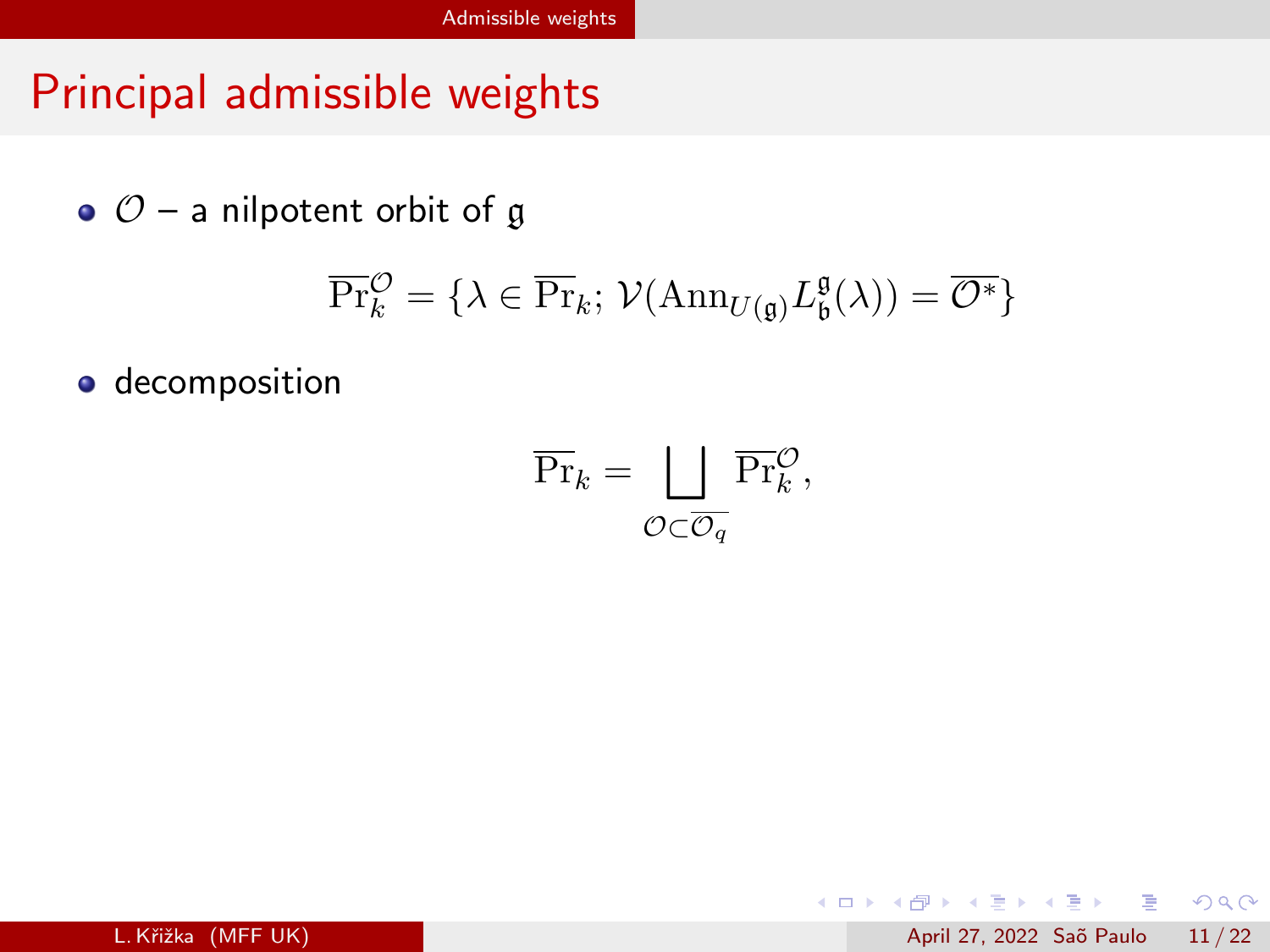# Principal admissible weights

- $\mathcal{O}$ – a nilpotent orbit of $\mathfrak{g}$

$$\overline{\mathrm{Pr}}_k^{\mathcal{O}} = \{\lambda \in \overline{\mathrm{Pr}}_k;\, \mathcal{V}(\mathrm{Ann}_{U(\mathfrak{g})} L_{\mathfrak{b}}^{\mathfrak{g}}(\lambda)) = \overline{\mathcal{O}^*}\}$$

- decomposition

$$\overline{\mathrm{Pr}}_k = \bigsqcup_{\mathcal{O} \subset \overline{\mathcal{O}_q}} \overline{\mathrm{Pr}}_k^{\mathcal{O}},$$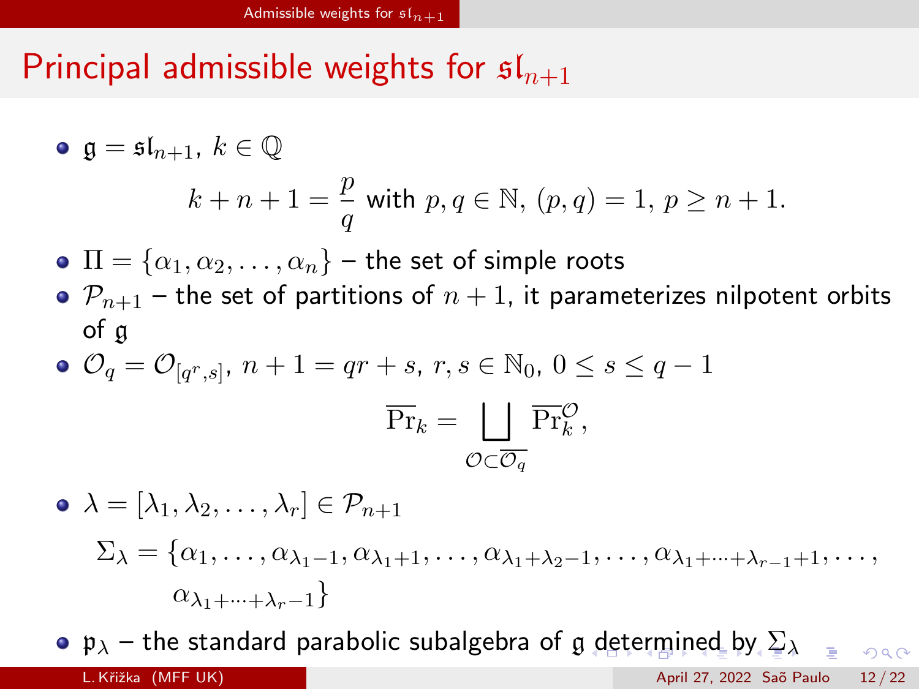# Principal admissible weights for $\mathfrak{sl}_{n+1}$

- $\mathfrak{g} = \mathfrak{sl}_{n+1}$, $k \in \mathbb{Q}$

$$k + n + 1 = \frac{p}{q} \text{ with } p, q \in \mathbb{N},\ (p,q) = 1,\ p \geq n+1.$$

- $\Pi = \{\alpha_1, \alpha_2, \dots, \alpha_n\}$ – the set of simple roots
- $\mathcal{P}_{n+1}$ – the set of partitions of $n+1$, it parameterizes nilpotent orbits of $\mathfrak{g}$
- $\mathcal{O}_q = \mathcal{O}_{[q^r, s]}$, $n+1 = qr + s$, $r, s \in \mathbb{N}_0$, $0 \leq s \leq q-1$

$$\overline{\mathrm{Pr}}_k = \bigsqcup_{\mathcal{O} \subset \overline{\mathcal{O}_q}} \overline{\mathrm{Pr}}_k^{\mathcal{O}},$$

- $\lambda = [\lambda_1, \lambda_2, \dots, \lambda_r] \in \mathcal{P}_{n+1}$

$$\Sigma_\lambda = \{\alpha_1, \dots, \alpha_{\lambda_1 - 1}, \alpha_{\lambda_1 + 1}, \dots, \alpha_{\lambda_1 + \lambda_2 - 1}, \dots, \alpha_{\lambda_1 + \dots + \lambda_{r-1} + 1}, \dots, \alpha_{\lambda_1 + \dots + \lambda_r - 1}\}$$

- $\mathfrak{p}_\lambda$ – the standard parabolic subalgebra of $\mathfrak{g}$ determined by $\Sigma_\lambda$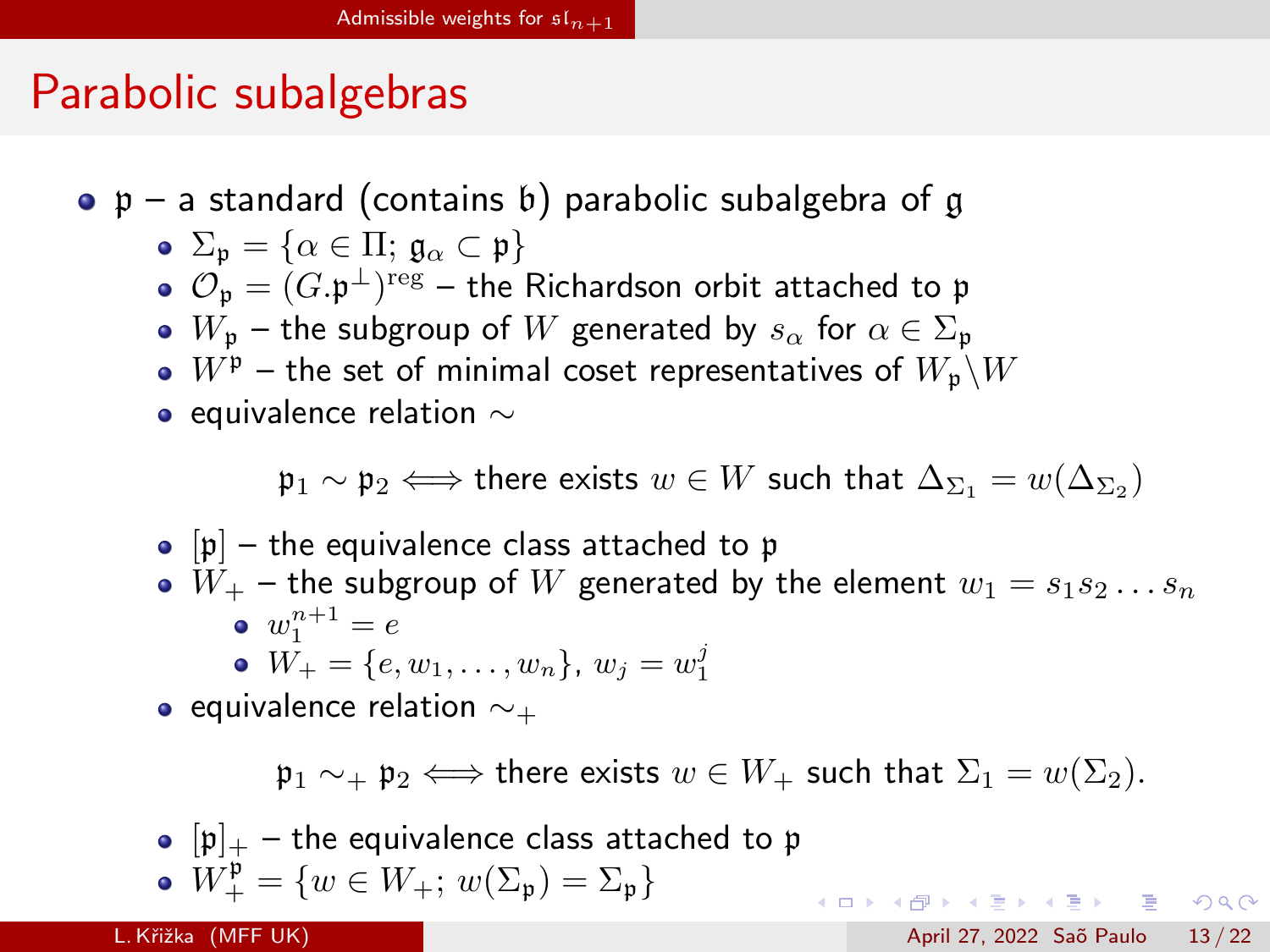# Parabolic subalgebras

- $\mathfrak{p}$ – a standard (contains $\mathfrak{b}$) parabolic subalgebra of $\mathfrak{g}$
  - $\Sigma_{\mathfrak{p}} = \{\alpha \in \Pi;\, \mathfrak{g}_\alpha \subset \mathfrak{p}\}$
  - $\mathcal{O}_{\mathfrak{p}} = (G.\mathfrak{p}^\perp)^{\mathrm{reg}}$ – the Richardson orbit attached to $\mathfrak{p}$
  - $W_{\mathfrak{p}}$ – the subgroup of $W$ generated by $s_\alpha$ for $\alpha \in \Sigma_{\mathfrak{p}}$
  - $W^{\mathfrak{p}}$ – the set of minimal coset representatives of $W_{\mathfrak{p}} \backslash W$
  - equivalence relation $\sim$

$$\mathfrak{p}_1 \sim \mathfrak{p}_2 \iff \text{there exists } w \in W \text{ such that } \Delta_{\Sigma_1} = w(\Delta_{\Sigma_2})$$

  - $[\mathfrak{p}]$ – the equivalence class attached to $\mathfrak{p}$
  - $W_+$ – the subgroup of $W$ generated by the element $w_1 = s_1 s_2 \dots s_n$
    - $w_1^{n+1} = e$
    - $W_+ = \{e, w_1, \dots, w_n\}$, $w_j = w_1^j$
  - equivalence relation $\sim_+$

$$\mathfrak{p}_1 \sim_+ \mathfrak{p}_2 \iff \text{there exists } w \in W_+ \text{ such that } \Sigma_1 = w(\Sigma_2).$$

  - $[\mathfrak{p}]_+$ – the equivalence class attached to $\mathfrak{p}$
  - $W_+^{\mathfrak{p}} = \{w \in W_+;\, w(\Sigma_{\mathfrak{p}}) = \Sigma_{\mathfrak{p}}\}$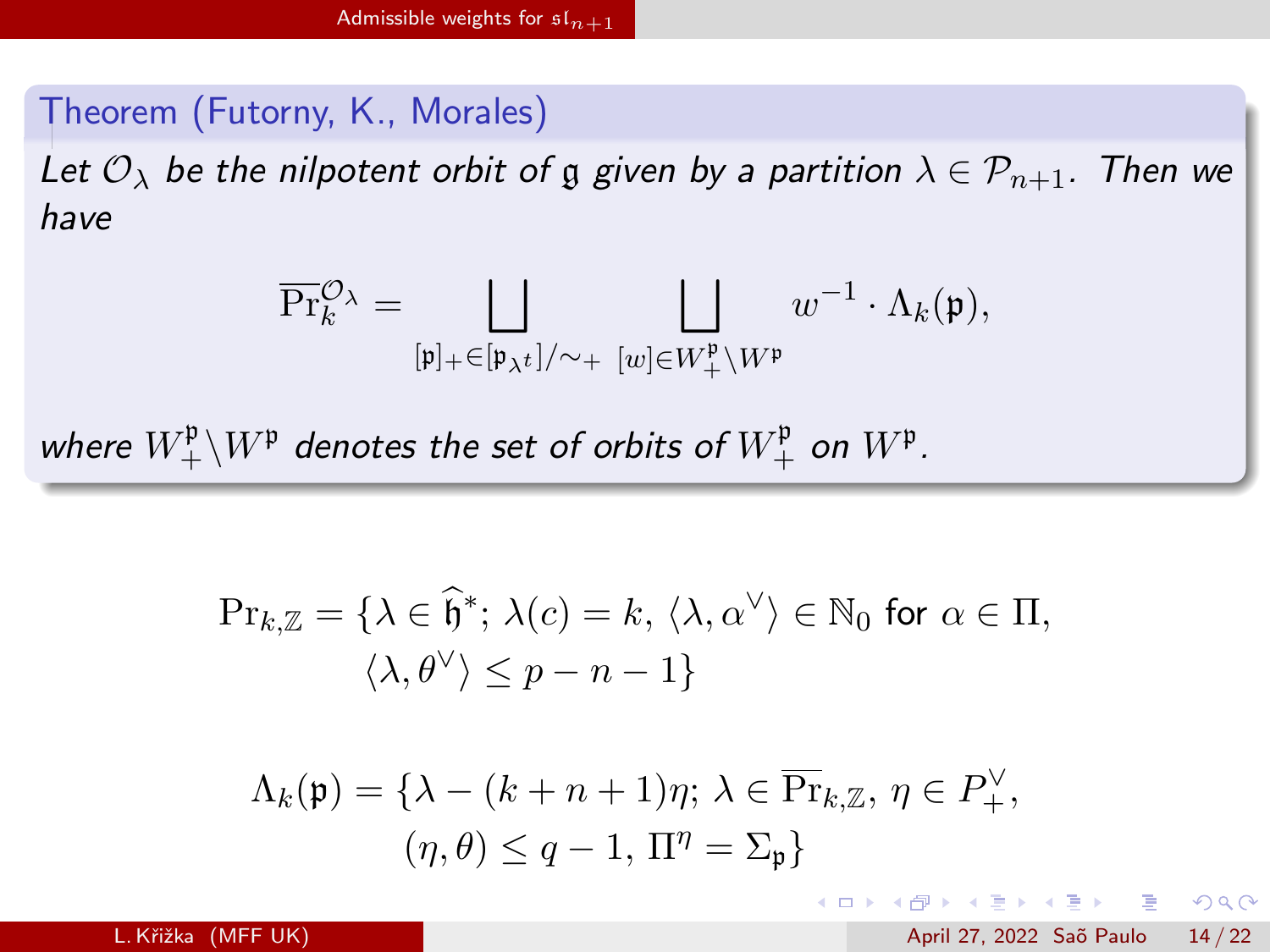**Theorem (Futorny, K., Morales)**

*Let $\mathcal{O}_\lambda$ be the nilpotent orbit of $\mathfrak{g}$ given by a partition $\lambda \in \mathcal{P}_{n+1}$. Then we have*

$$\overline{\mathrm{Pr}}_k^{\mathcal{O}_\lambda} = \bigsqcup_{[\mathfrak{p}]_+ \in [\mathfrak{p}_{\lambda^t}]/\sim_+} \ \bigsqcup_{[w] \in W_+^{\mathfrak{p}} \backslash W^{\mathfrak{p}}} w^{-1} \cdot \Lambda_k(\mathfrak{p}),$$

*where $W_+^{\mathfrak{p}} \backslash W^{\mathfrak{p}}$ denotes the set of orbits of $W_+^{\mathfrak{p}}$ on $W^{\mathfrak{p}}$.*

$$\mathrm{Pr}_{k,\mathbb{Z}} = \{\lambda \in \widehat{\mathfrak{h}}^*;\ \lambda(c) = k,\ \langle \lambda, \alpha^\vee \rangle \in \mathbb{N}_0 \text{ for } \alpha \in \Pi,\ \langle \lambda, \theta^\vee \rangle \leq p - n - 1\}$$

$$\Lambda_k(\mathfrak{p}) = \{\lambda - (k+n+1)\eta;\ \lambda \in \overline{\mathrm{Pr}}_{k,\mathbb{Z}},\ \eta \in P_+^\vee,\ (\eta, \theta) \leq q - 1,\ \Pi^\eta = \Sigma_{\mathfrak{p}}\}$$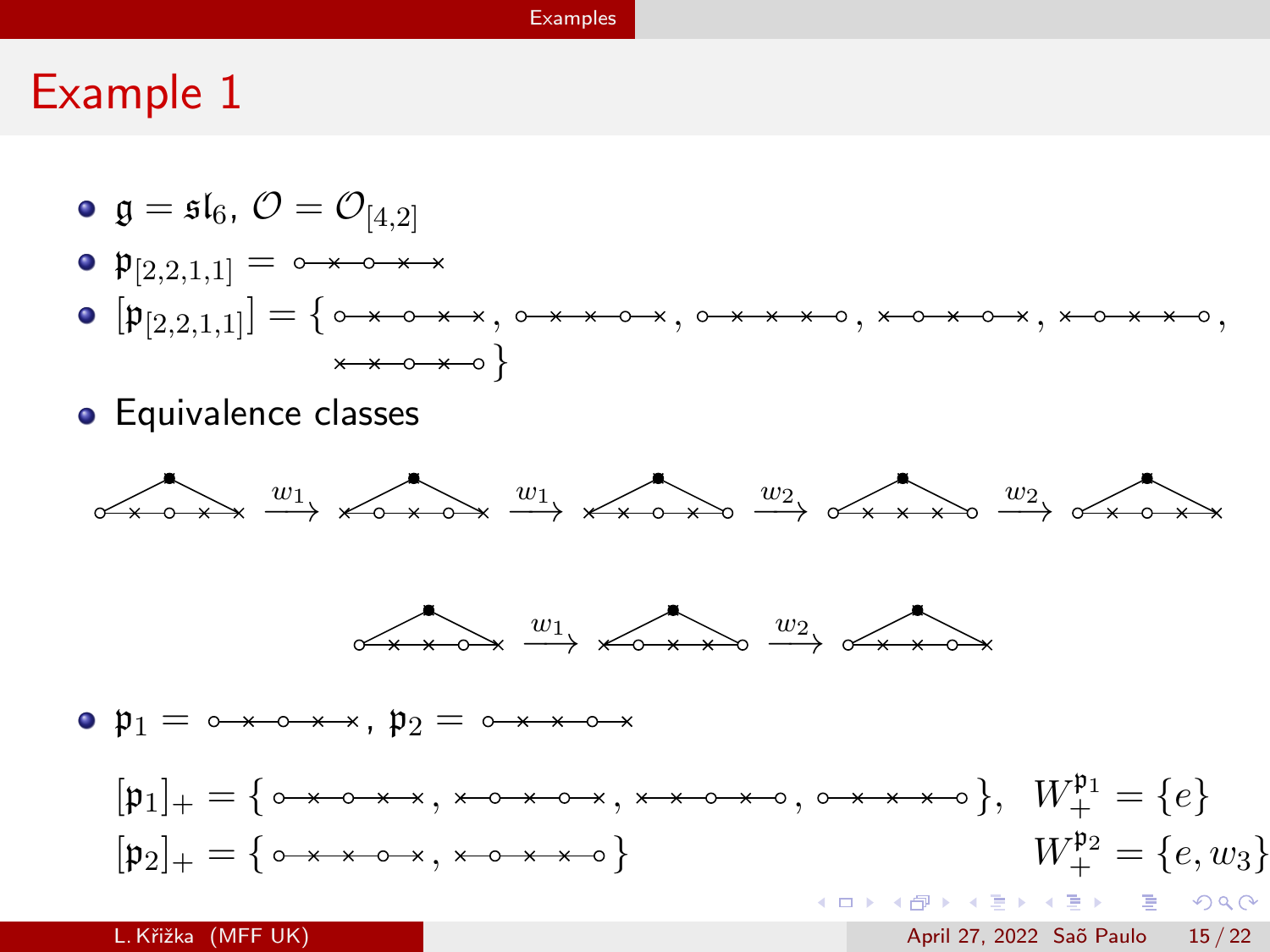# Example 1

- $\mathfrak{g} = \mathfrak{sl}_6$, $\mathcal{O} = \mathcal{O}_{[4,2]}$
- $\mathfrak{p}_{[2,2,1,1]} =$ ○—×—○—×—×
- $[\mathfrak{p}_{[2,2,1,1]}] = \{$ ○—×—○—×—×, ○—×—×—○—×, ○—×—×—×—○, ×—○—×—○—×, ×—○—×—×—○, ×—×—○—×—○ $\}$
- Equivalence classes

○—×—○—×—× $\xrightarrow{w_1}$ ×—○—×—○—× $\xrightarrow{w_1}$ ×—×—○—×—○ $\xrightarrow{w_2}$ ○—×—×—×—○ $\xrightarrow{w_2}$ ○—×—○—×—×

○—×—×—○—× $\xrightarrow{w_1}$ ×—○—×—×—○ $\xrightarrow{w_2}$ ○—×—×—○—×

- $\mathfrak{p}_1 =$ ○—×—○—×—×, $\mathfrak{p}_2 =$ ○—×—×—○—×

$[\mathfrak{p}_1]_+ = \{$ ○—×—○—×—×, ×—○—×—○—×, ×—×—○—×—○, ○—×—×—×—○ $\}$, $W_+^{\mathfrak{p}_1} = \{e\}$

$[\mathfrak{p}_2]_+ = \{$ ○—×—×—○—×, ×—○—×—×—○ $\}$, $W_+^{\mathfrak{p}_2} = \{e, w_3\}$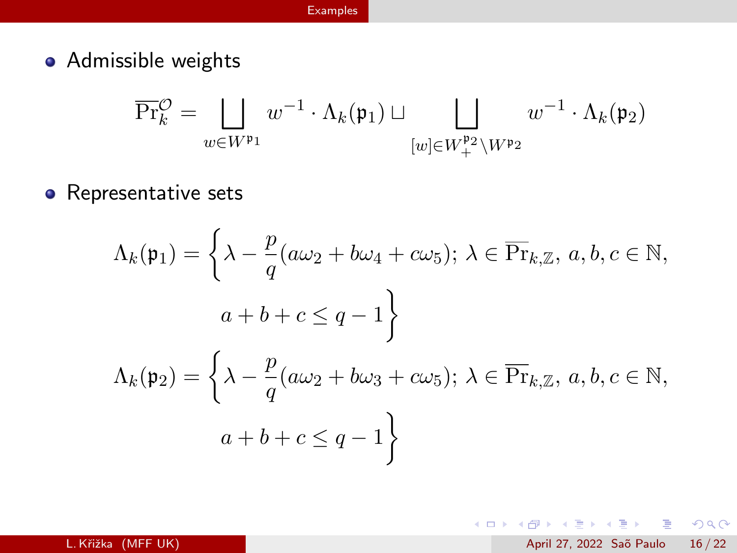- Admissible weights

$$\overline{\mathrm{Pr}}_k^{\mathcal{O}} = \bigsqcup_{w \in W^{\mathfrak{p}_1}} w^{-1} \cdot \Lambda_k(\mathfrak{p}_1) \sqcup \bigsqcup_{[w] \in W_+^{\mathfrak{p}_2} \setminus W^{\mathfrak{p}_2}} w^{-1} \cdot \Lambda_k(\mathfrak{p}_2)$$

- Representative sets

$$\Lambda_k(\mathfrak{p}_1) = \left\{ \lambda - \frac{p}{q}(a\omega_2 + b\omega_4 + c\omega_5);\ \lambda \in \overline{\mathrm{Pr}}_{k,\mathbb{Z}},\ a, b, c \in \mathbb{N},\ a + b + c \leq q - 1 \right\}$$

$$\Lambda_k(\mathfrak{p}_2) = \left\{ \lambda - \frac{p}{q}(a\omega_2 + b\omega_3 + c\omega_5);\ \lambda \in \overline{\mathrm{Pr}}_{k,\mathbb{Z}},\ a, b, c \in \mathbb{N},\ a + b + c \leq q - 1 \right\}$$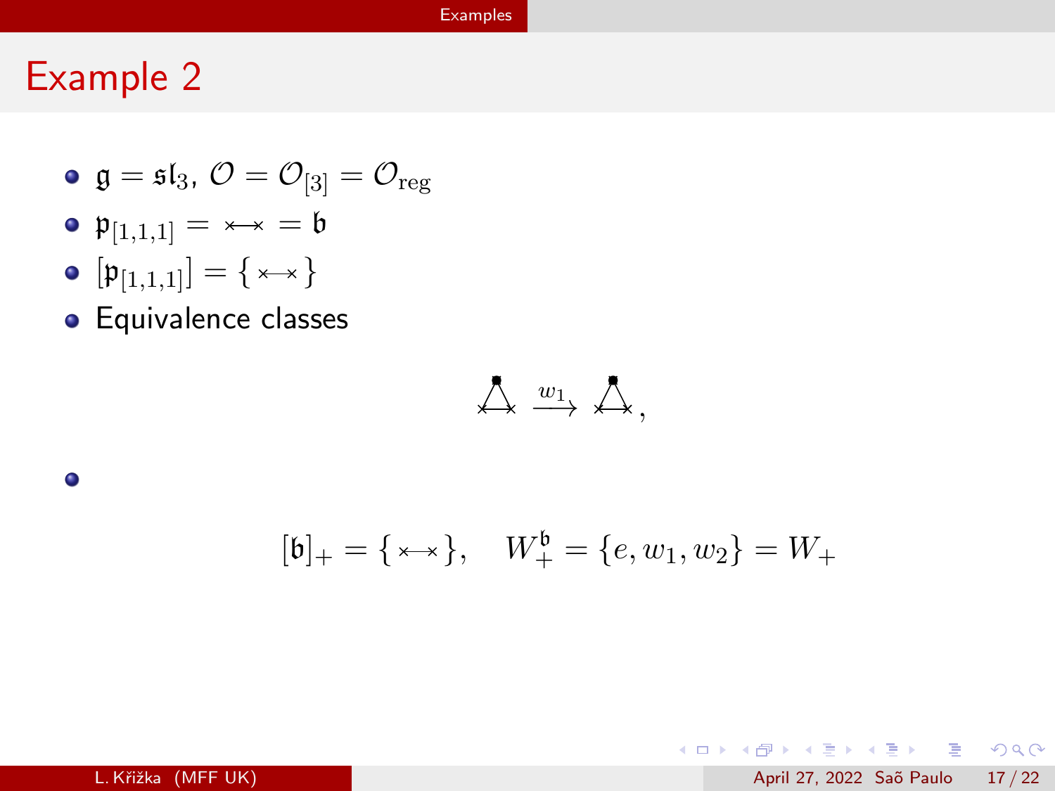# Example 2

- $\mathfrak{g} = \mathfrak{sl}_3$, $\mathcal{O} = \mathcal{O}_{[3]} = \mathcal{O}_{\text{reg}}$
- $\mathfrak{p}_{[1,1,1]} = \times\!\!-\!\!\times = \mathfrak{b}$
- $[\mathfrak{p}_{[1,1,1]}] = \{\, \times\!\!-\!\!\times \,\}$
- Equivalence classes

$$\triangle \xrightarrow{w_1} \triangle,$$

- $$[\mathfrak{b}]_+ = \{\, \times\!\!-\!\!\times \,\}, \quad W_+^{\mathfrak{b}} = \{e, w_1, w_2\} = W_+$$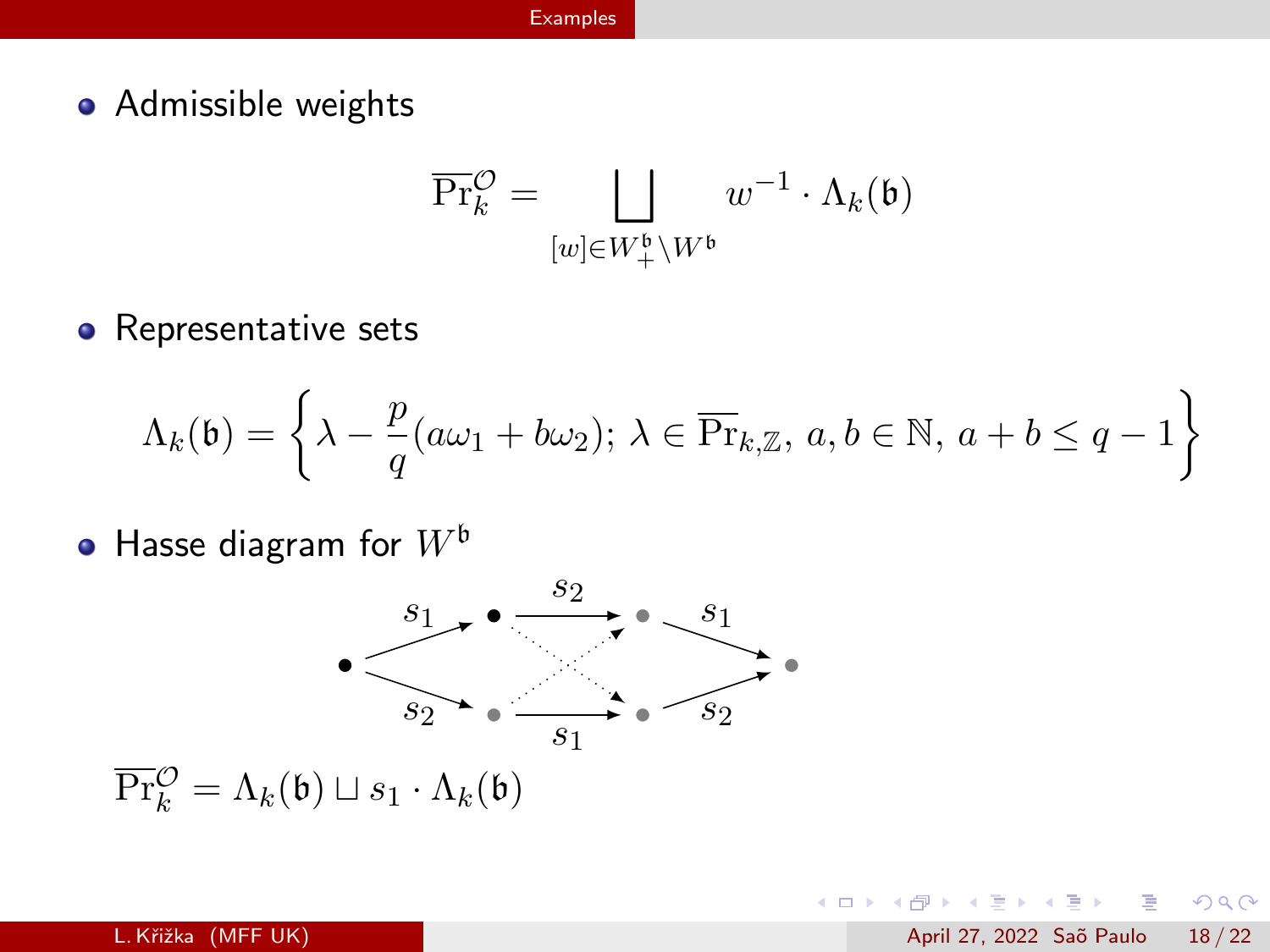- Admissible weights

$$\overline{\mathrm{Pr}}_k^{\mathcal{O}} = \bigsqcup_{[w] \in W_+^{\mathfrak{b}} \backslash W^{\mathfrak{b}}} w^{-1} \cdot \Lambda_k(\mathfrak{b})$$

- Representative sets

$$\Lambda_k(\mathfrak{b}) = \left\{ \lambda - \frac{p}{q}(a\omega_1 + b\omega_2);\ \lambda \in \overline{\mathrm{Pr}}_{k,\mathbb{Z}},\ a, b \in \mathbb{N},\ a + b \leq q - 1 \right\}$$

- Hasse diagram for $W^{\mathfrak{b}}$

$\overline{\mathrm{Pr}}_k^{\mathcal{O}} = \Lambda_k(\mathfrak{b}) \sqcup s_1 \cdot \Lambda_k(\mathfrak{b})$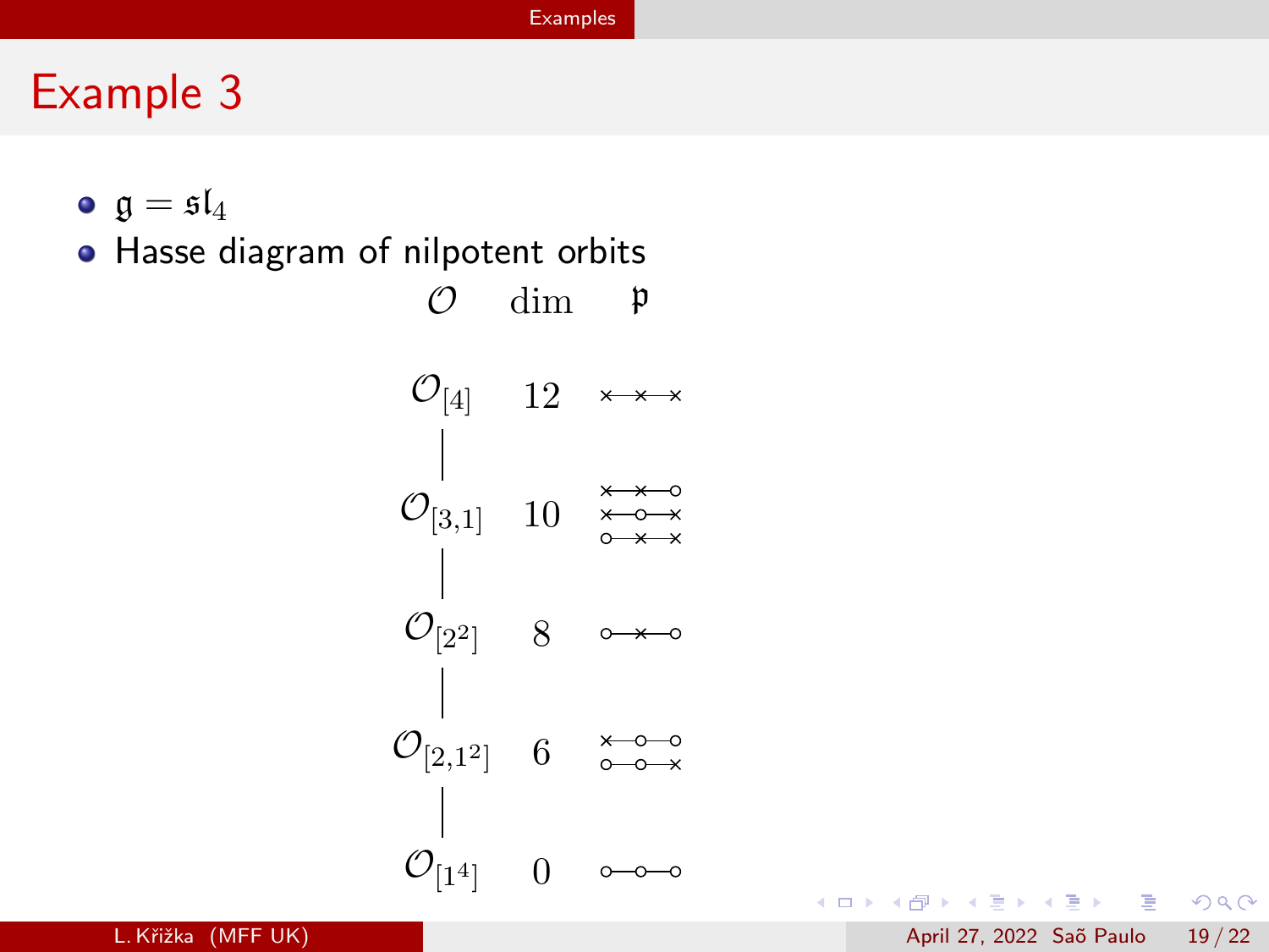# Example 3

- $\mathfrak{g} = \mathfrak{sl}_4$
- Hasse diagram of nilpotent orbits

| $\mathcal{O}$ | dim | $\mathfrak{p}$ |
|---|---|---|
| $\mathcal{O}_{[4]}$ | 12 | ×—×—× |
| $\mathcal{O}_{[3,1]}$ | 10 | ×—×—○, ×—○—×, ○—×—× |
| $\mathcal{O}_{[2^2]}$ | 8 | ○—×—○ |
| $\mathcal{O}_{[2,1^2]}$ | 6 | ×—○—○, ○—○—× |
| $\mathcal{O}_{[1^4]}$ | 0 | ○—○—○ |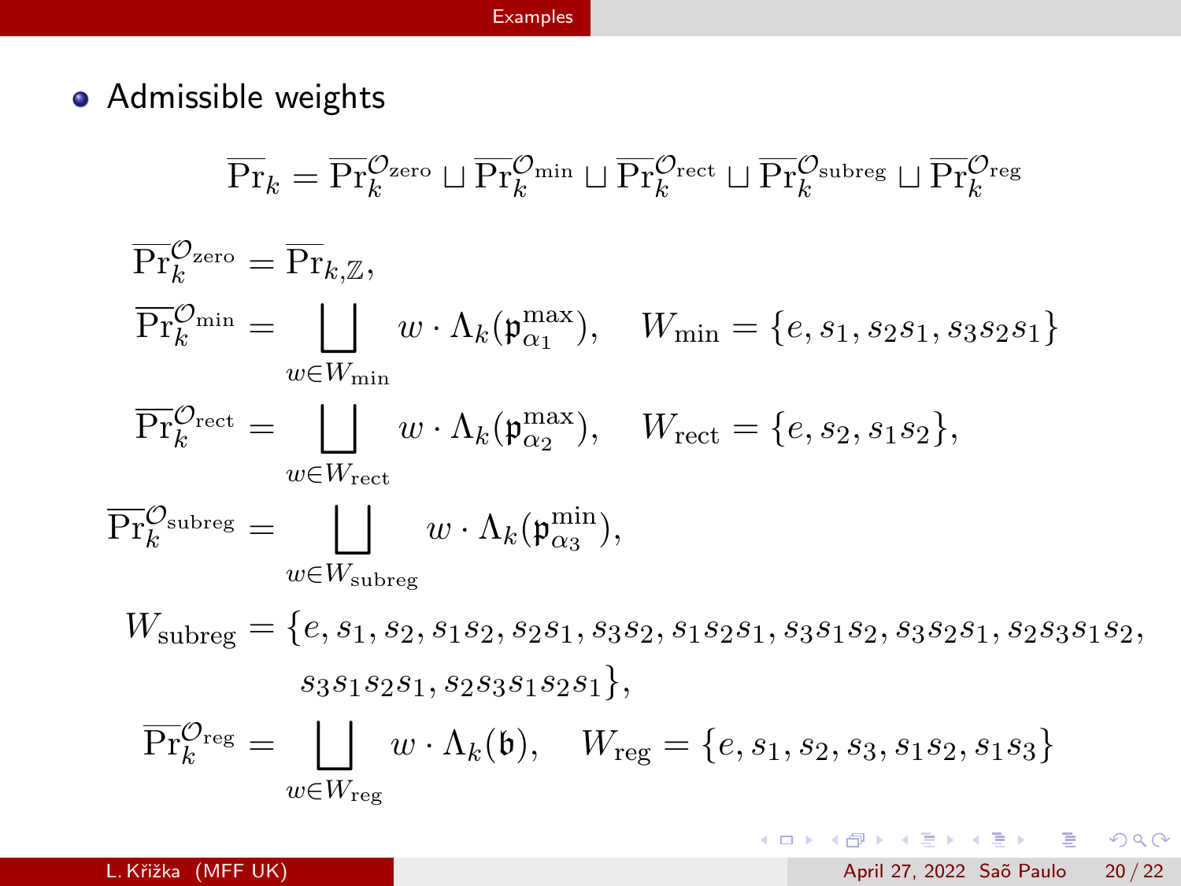- Admissible weights

$$\overline{\mathrm{Pr}}_k = \overline{\mathrm{Pr}}_k^{\mathcal{O}_{\mathrm{zero}}} \sqcup \overline{\mathrm{Pr}}_k^{\mathcal{O}_{\mathrm{min}}} \sqcup \overline{\mathrm{Pr}}_k^{\mathcal{O}_{\mathrm{rect}}} \sqcup \overline{\mathrm{Pr}}_k^{\mathcal{O}_{\mathrm{subreg}}} \sqcup \overline{\mathrm{Pr}}_k^{\mathcal{O}_{\mathrm{reg}}}$$

$$\overline{\mathrm{Pr}}_k^{\mathcal{O}_{\mathrm{zero}}} = \overline{\mathrm{Pr}}_{k,\mathbb{Z}},$$

$$\overline{\mathrm{Pr}}_k^{\mathcal{O}_{\mathrm{min}}} = \bigsqcup_{w \in W_{\mathrm{min}}} w \cdot \Lambda_k(\mathfrak{p}_{\alpha_1}^{\mathrm{max}}), \quad W_{\mathrm{min}} = \{e, s_1, s_2 s_1, s_3 s_2 s_1\}$$

$$\overline{\mathrm{Pr}}_k^{\mathcal{O}_{\mathrm{rect}}} = \bigsqcup_{w \in W_{\mathrm{rect}}} w \cdot \Lambda_k(\mathfrak{p}_{\alpha_2}^{\mathrm{max}}), \quad W_{\mathrm{rect}} = \{e, s_2, s_1 s_2\},$$

$$\overline{\mathrm{Pr}}_k^{\mathcal{O}_{\mathrm{subreg}}} = \bigsqcup_{w \in W_{\mathrm{subreg}}} w \cdot \Lambda_k(\mathfrak{p}_{\alpha_3}^{\mathrm{min}}),$$

$$W_{\mathrm{subreg}} = \{e, s_1, s_2, s_1 s_2, s_2 s_1, s_3 s_2, s_1 s_2 s_1, s_3 s_1 s_2, s_3 s_2 s_1, s_2 s_3 s_1 s_2, s_3 s_1 s_2 s_1, s_2 s_3 s_1 s_2 s_1\},$$

$$\overline{\mathrm{Pr}}_k^{\mathcal{O}_{\mathrm{reg}}} = \bigsqcup_{w \in W_{\mathrm{reg}}} w \cdot \Lambda_k(\mathfrak{b}), \quad W_{\mathrm{reg}} = \{e, s_1, s_2, s_3, s_1 s_2, s_1 s_3\}$$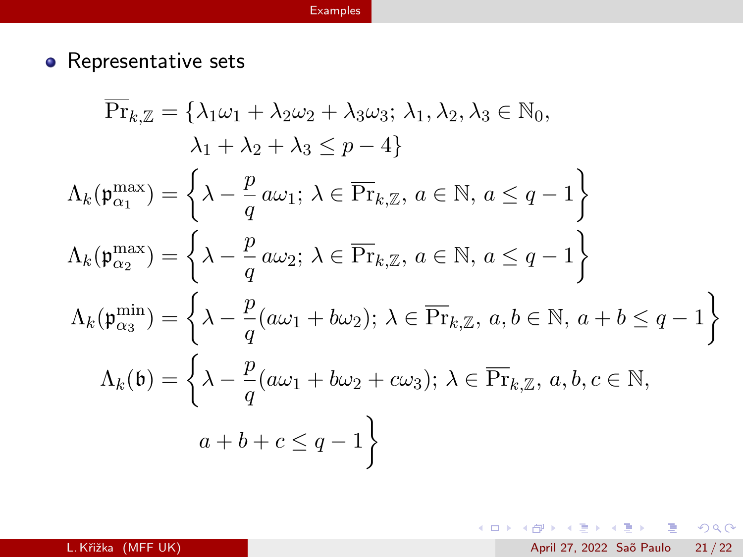- Representative sets

$$
\begin{aligned}
\overline{\mathrm{Pr}}_{k,\mathbb{Z}} &= \{\lambda_1\omega_1 + \lambda_2\omega_2 + \lambda_3\omega_3;\, \lambda_1, \lambda_2, \lambda_3 \in \mathbb{N}_0,\\
&\qquad \lambda_1 + \lambda_2 + \lambda_3 \leq p - 4\}\\
\Lambda_k(\mathfrak{p}^{\max}_{\alpha_1}) &= \left\{\lambda - \frac{p}{q}\, a\omega_1;\, \lambda \in \overline{\mathrm{Pr}}_{k,\mathbb{Z}},\, a \in \mathbb{N},\, a \leq q - 1\right\}\\
\Lambda_k(\mathfrak{p}^{\max}_{\alpha_2}) &= \left\{\lambda - \frac{p}{q}\, a\omega_2;\, \lambda \in \overline{\mathrm{Pr}}_{k,\mathbb{Z}},\, a \in \mathbb{N},\, a \leq q - 1\right\}\\
\Lambda_k(\mathfrak{p}^{\min}_{\alpha_3}) &= \left\{\lambda - \frac{p}{q}(a\omega_1 + b\omega_2);\, \lambda \in \overline{\mathrm{Pr}}_{k,\mathbb{Z}},\, a, b \in \mathbb{N},\, a + b \leq q - 1\right\}\\
\Lambda_k(\mathfrak{b}) &= \left\{\lambda - \frac{p}{q}(a\omega_1 + b\omega_2 + c\omega_3);\, \lambda \in \overline{\mathrm{Pr}}_{k,\mathbb{Z}},\, a, b, c \in \mathbb{N},\right.\\
&\qquad \left. a + b + c \leq q - 1\right\}
\end{aligned}
$$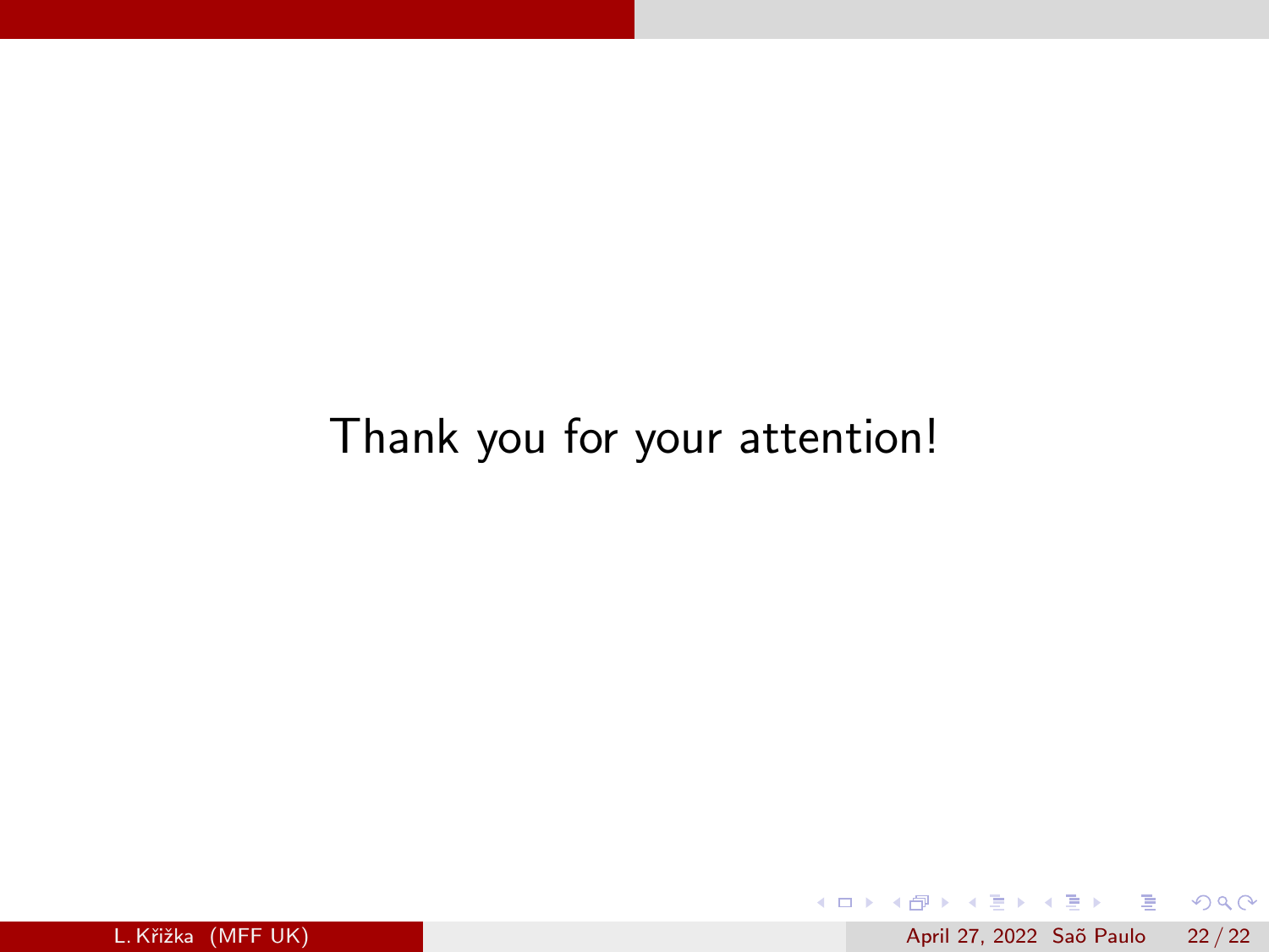Thank you for your attention!